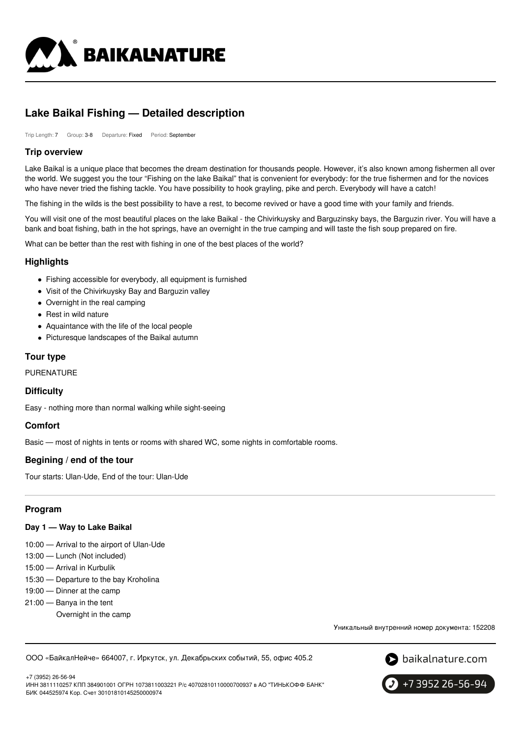# Lake Baikal Fishing — Detailed description

Trip Length: 7 Group: 3-8 Departure: Fixed Period: September

## Trip overview

Lake Baikal is a unique place that becomes the dream destination for thousands people. However, it's also known among fishermen all over the world. We suggest you the tour "Fishing on the lake Baikal" that is convenient for everybody: for the true fishermen and for the novices who have never tried the fishing tackle. You have possibility to hook grayling, pike and perch. Everybody will have a catch!

The fishing in the wilds is the best possibility to have a rest, to become revived or have a good time with your family and friends.

You will visit one of the most beautiful places on the lake Baikal - the Chivirkuysky and Barguzinsky bays, the Barguzin river. You will have a bank and boat fishing, bath in the hot springs, have an overnight in the true camping and will taste the fish soup prepared on fire.

What can be better than the rest with fishing in one of the best places of the world?

## Highlights

- Fishing accessible for everybody, all equipment is furnished
- Visit of the Chivirkuysky Bay and Barguzin valley
- Overnight in the real camping
- Rest in wild nature
- Aquaintance with the life of the local people
- Picturesque landscapes of the Baikal autumn

## Tour type

PURENATURE

## Difficulty

Easy - nothing more than normal walking while sight-seeing

## Comfort

Basic — most of nights in tents or rooms with shared WC, some nights in comfortable rooms.

## Begining / end of the tour

Tour starts: Ulan-Ude, End of the tour: Ulan-Ude

## Program

### Day 1 — Way to Lake Baikal

10:00 — Arrival to the airport of Ulan-Ude
13:00 — Lunch (Not included)
15:00 — Arrival in Kurbulik
15:30 — Departure to the bay Kroholina
19:00 — Dinner at the camp
21:00 — Banya in the tent
Overnight in the camp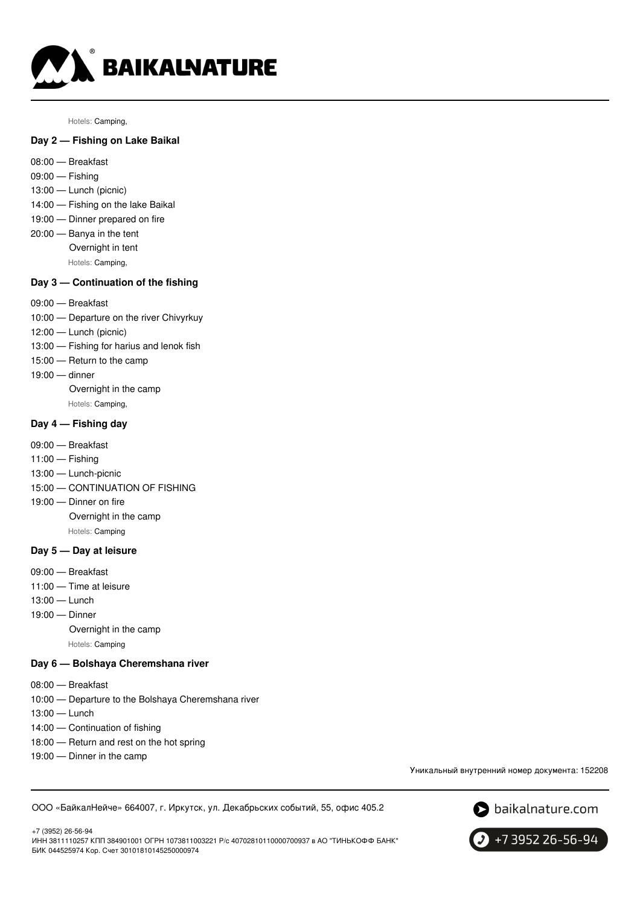Hotels: Camping,

### Day 2 — Fishing on Lake Baikal

08:00 — Breakfast
09:00 — Fishing
13:00 — Lunch (picnic)
14:00 — Fishing on the lake Baikal
19:00 — Dinner prepared on fire
20:00 — Banya in the tent
Overnight in tent

Hotels: Camping,

### Day 3 — Continuation of the fishing

09:00 — Breakfast
10:00 — Departure on the river Chivyrkuy
12:00 — Lunch (picnic)
13:00 — Fishing for harius and lenok fish
15:00 — Return to the camp
19:00 — dinner
Overnight in the camp

Hotels: Camping,

### Day 4 — Fishing day

09:00 — Breakfast
11:00 — Fishing
13:00 — Lunch-picnic
15:00 — CONTINUATION OF FISHING
19:00 — Dinner on fire
Overnight in the camp

Hotels: Camping

### Day 5 — Day at leisure

09:00 — Breakfast
11:00 — Time at leisure
13:00 — Lunch
19:00 — Dinner
Overnight in the camp

Hotels: Camping

### Day 6 — Bolshaya Cheremshana river

08:00 — Breakfast
10:00 — Departure to the Bolshaya Cheremshana river
13:00 — Lunch
14:00 — Continuation of fishing
18:00 — Return and rest on the hot spring
19:00 — Dinner in the camp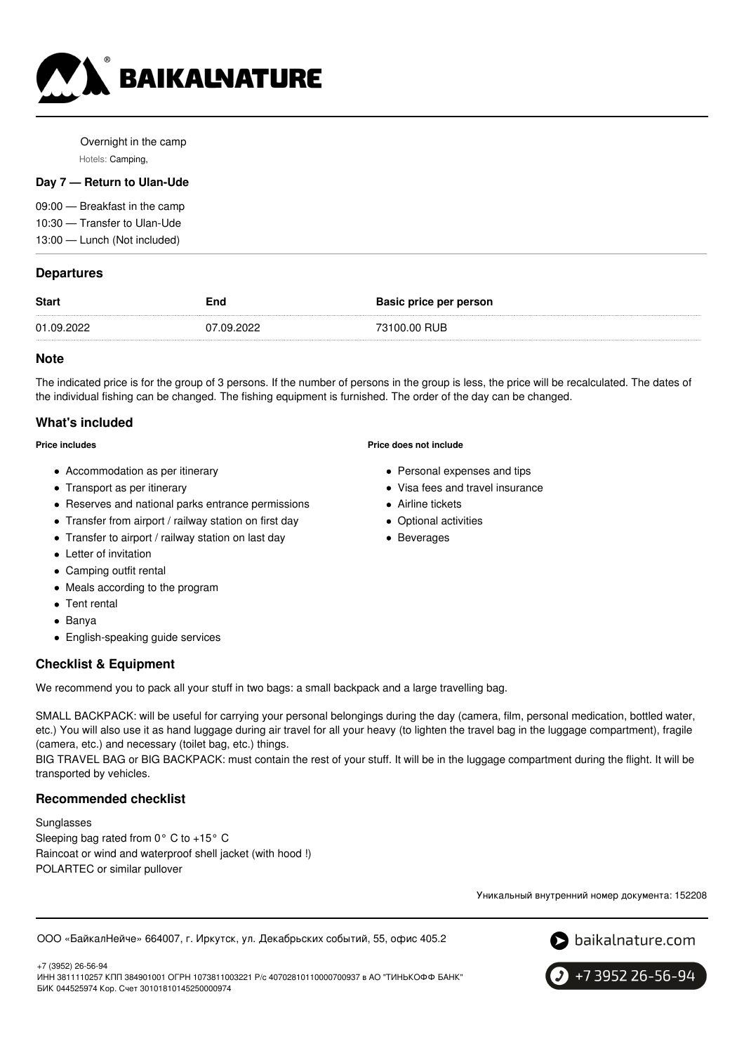Overnight in the camp

Hotels: Camping,

**Day 7 — Return to Ulan-Ude**

09:00 — Breakfast in the camp
10:30 — Transfer to Ulan-Ude
13:00 — Lunch (Not included)

## Departures

| Start | End | Basic price per person |
| --- | --- | --- |
| 01.09.2022 | 07.09.2022 | 73100.00 RUB |

## Note

The indicated price is for the group of 3 persons. If the number of persons in the group is less, the price will be recalculated. The dates of the individual fishing can be changed. The fishing equipment is furnished. The order of the day can be changed.

## What's included

**Price includes**

- Accommodation as per itinerary
- Transport as per itinerary
- Reserves and national parks entrance permissions
- Transfer from airport / railway station on first day
- Transfer to airport / railway station on last day
- Letter of invitation
- Camping outfit rental
- Meals according to the program
- Tent rental
- Banya
- English-speaking guide services

**Price does not include**

- Personal expenses and tips
- Visa fees and travel insurance
- Airline tickets
- Optional activities
- Beverages

## Checklist & Equipment

We recommend you to pack all your stuff in two bags: a small backpack and a large travelling bag.

SMALL BACKPACK: will be useful for carrying your personal belongings during the day (camera, film, personal medication, bottled water, etc.) You will also use it as hand luggage during air travel for all your heavy (to lighten the travel bag in the luggage compartment), fragile (camera, etc.) and necessary (toilet bag, etc.) things.
BIG TRAVEL BAG or BIG BACKPACK: must contain the rest of your stuff. It will be in the luggage compartment during the flight. It will be transported by vehicles.

## Recommended checklist

Sunglasses
Sleeping bag rated from 0° C to +15° C
Raincoat or wind and waterproof shell jacket (with hood !)
POLARTEC or similar pullover

Уникальный внутренний номер документа: 152208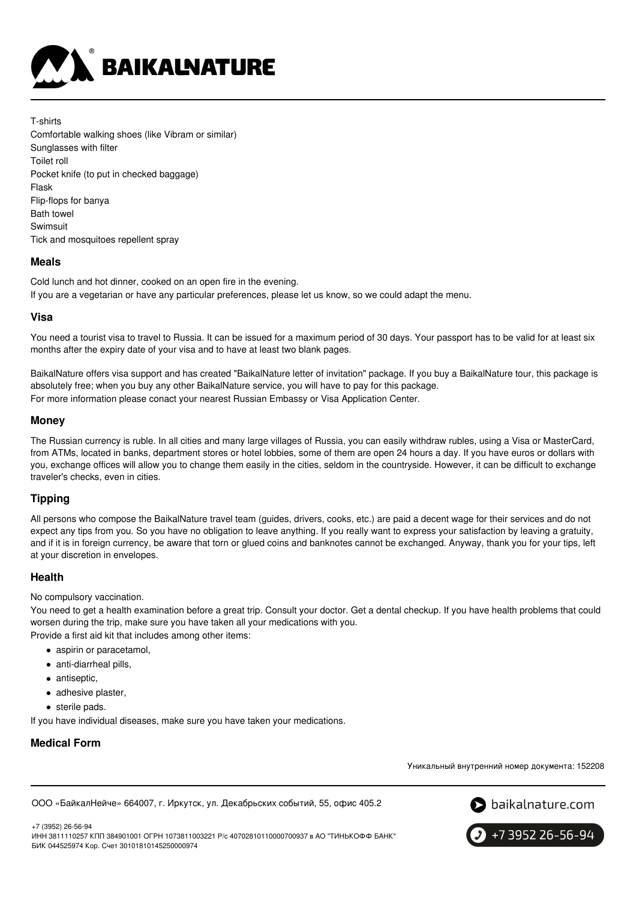T-shirts
Comfortable walking shoes (like Vibram or similar)
Sunglasses with filter
Toilet roll
Pocket knife (to put in checked baggage)
Flask
Flip-flops for banya
Bath towel
Swimsuit
Tick and mosquitoes repellent spray

### Meals

Cold lunch and hot dinner, cooked on an open fire in the evening.
If you are a vegetarian or have any particular preferences, please let us know, so we could adapt the menu.

### Visa

You need a tourist visa to travel to Russia. It can be issued for a maximum period of 30 days. Your passport has to be valid for at least six months after the expiry date of your visa and to have at least two blank pages.

BaikalNature offers visa support and has created "BaikalNature letter of invitation" package. If you buy a BaikalNature tour, this package is absolutely free; when you buy any other BaikalNature service, you will have to pay for this package.
For more information please conact your nearest Russian Embassy or Visa Application Center.

### Money

The Russian currency is ruble. In all cities and many large villages of Russia, you can easily withdraw rubles, using a Visa or MasterCard, from ATMs, located in banks, department stores or hotel lobbies, some of them are open 24 hours a day. If you have euros or dollars with you, exchange offices will allow you to change them easily in the cities, seldom in the countryside. However, it can be difficult to exchange traveler's checks, even in cities.

### Tipping

All persons who compose the BaikalNature travel team (guides, drivers, cooks, etc.) are paid a decent wage for their services and do not expect any tips from you. So you have no obligation to leave anything. If you really want to express your satisfaction by leaving a gratuity, and if it is in foreign currency, be aware that torn or glued coins and banknotes cannot be exchanged. Anyway, thank you for your tips, left at your discretion in envelopes.

### Health

No compulsory vaccination.
You need to get a health examination before a great trip. Consult your doctor. Get a dental checkup. If you have health problems that could worsen during the trip, make sure you have taken all your medications with you.
Provide a first aid kit that includes among other items:

- aspirin or paracetamol,
- anti-diarrheal pills,
- antiseptic,
- adhesive plaster,
- sterile pads.

If you have individual diseases, make sure you have taken your medications.

### Medical Form

Уникальный внутренний номер документа: 152208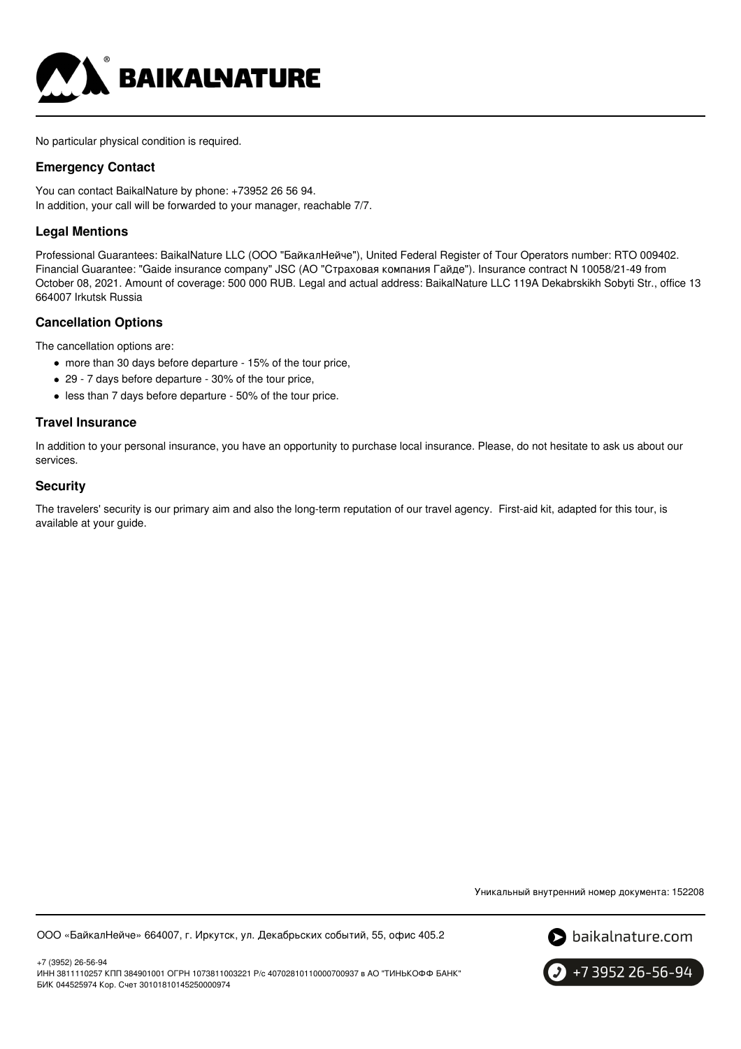No particular physical condition is required.

### Emergency Contact

You can contact BaikalNature by phone: +73952 26 56 94.
In addition, your call will be forwarded to your manager, reachable 7/7.

### Legal Mentions

Professional Guarantees: BaikalNature LLC (ООО "БайкалНейче"), United Federal Register of Tour Operators number: RTO 009402. Financial Guarantee: "Gaide insurance company" JSC (АО "Страховая компания Гайде"). Insurance contract N 10058/21-49 from October 08, 2021. Amount of coverage: 500 000 RUB. Legal and actual address: BaikalNature LLC 119A Dekabrskikh Sobyti Str., office 13 664007 Irkutsk Russia

### Cancellation Options

The cancellation options are:

- more than 30 days before departure - 15% of the tour price,
- 29 - 7 days before departure - 30% of the tour price,
- less than 7 days before departure - 50% of the tour price.

### Travel Insurance

In addition to your personal insurance, you have an opportunity to purchase local insurance. Please, do not hesitate to ask us about our services.

### Security

The travelers' security is our primary aim and also the long-term reputation of our travel agency. First-aid kit, adapted for this tour, is available at your guide.

Уникальный внутренний номер документа: 152208